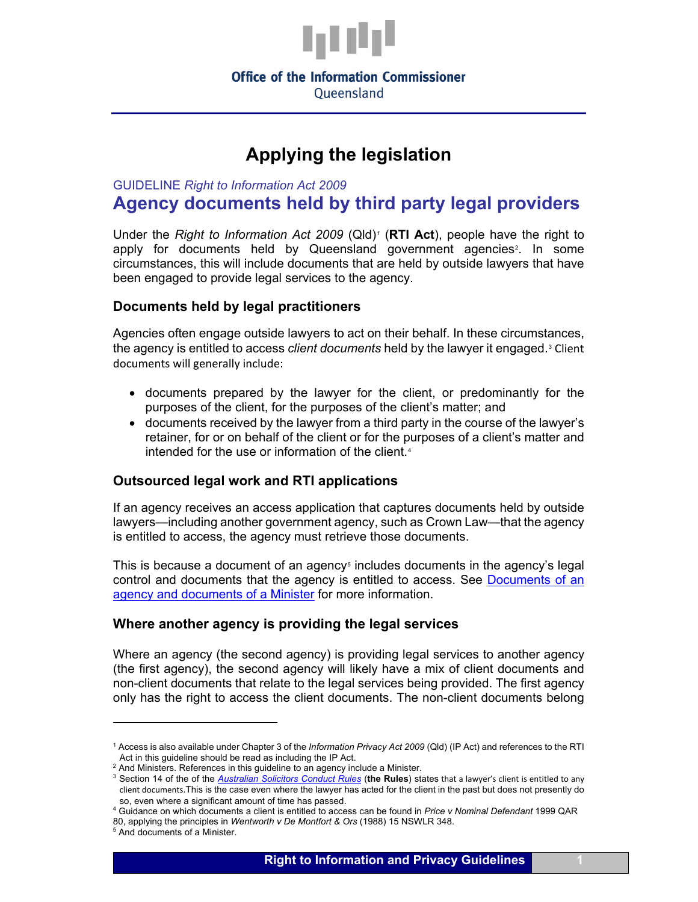Office of the Information Commissioner
Queensland

# Applying the legislation

GUIDELINE *Right to Information Act 2009*

## Agency documents held by third party legal providers

Under the *Right to Information Act 2009* (Qld)[1] (**RTI Act**), people have the right to apply for documents held by Queensland government agencies[2]. In some circumstances, this will include documents that are held by outside lawyers that have been engaged to provide legal services to the agency.

### Documents held by legal practitioners

Agencies often engage outside lawyers to act on their behalf. In these circumstances, the agency is entitled to access *client documents* held by the lawyer it engaged.[3] Client documents will generally include:

- documents prepared by the lawyer for the client, or predominantly for the purposes of the client, for the purposes of the client's matter; and
- documents received by the lawyer from a third party in the course of the lawyer's retainer, for or on behalf of the client or for the purposes of a client's matter and intended for the use or information of the client.[4]

### Outsourced legal work and RTI applications

If an agency receives an access application that captures documents held by outside lawyers—including another government agency, such as Crown Law—that the agency is entitled to access, the agency must retrieve those documents.

This is because a document of an agency[5] includes documents in the agency's legal control and documents that the agency is entitled to access. See [Documents of an agency and documents of a Minister]() for more information.

### Where another agency is providing the legal services

Where an agency (the second agency) is providing legal services to another agency (the first agency), the second agency will likely have a mix of client documents and non-client documents that relate to the legal services being provided. The first agency only has the right to access the client documents. The non-client documents belong

---

[1] Access is also available under Chapter 3 of the *Information Privacy Act 2009* (Qld) (IP Act) and references to the RTI Act in this guideline should be read as including the IP Act.

[2] And Ministers. References in this guideline to an agency include a Minister.

[3] Section 14 of the of the *[Australian Solicitors Conduct Rules]()* (**the Rules**) states that a lawyer's client is entitled to any client documents.This is the case even where the lawyer has acted for the client in the past but does not presently do so, even where a significant amount of time has passed.

[4] Guidance on which documents a client is entitled to access can be found in *Price v Nominal Defendant* 1999 QAR 80, applying the principles in *Wentworth v De Montfort & Ors* (1988) 15 NSWLR 348.

[5] And documents of a Minister.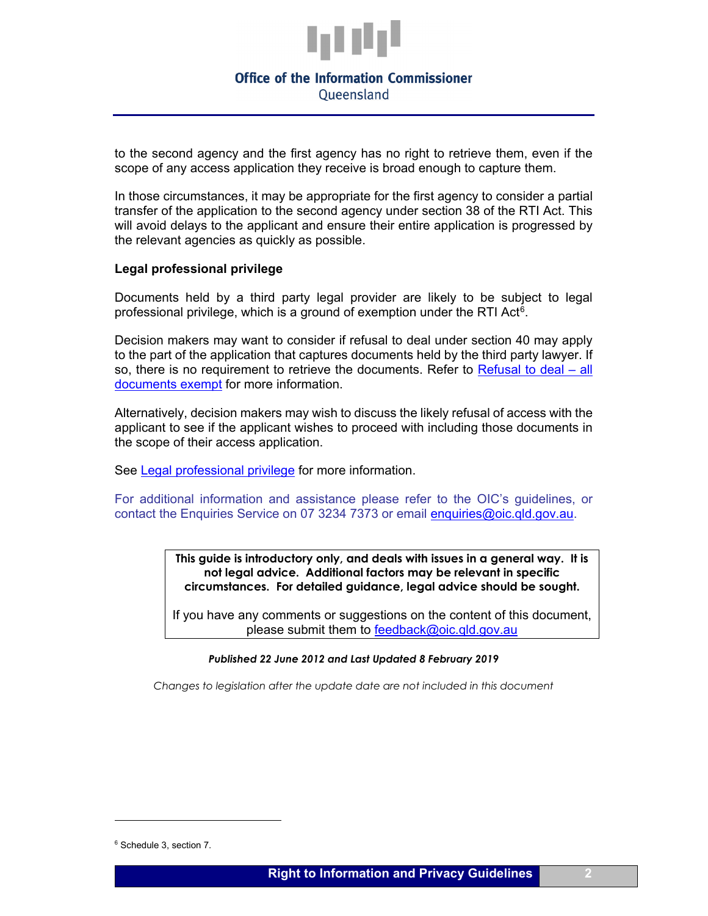to the second agency and the first agency has no right to retrieve them, even if the scope of any access application they receive is broad enough to capture them.

In those circumstances, it may be appropriate for the first agency to consider a partial transfer of the application to the second agency under section 38 of the RTI Act. This will avoid delays to the applicant and ensure their entire application is progressed by the relevant agencies as quickly as possible.

**Legal professional privilege**

Documents held by a third party legal provider are likely to be subject to legal professional privilege, which is a ground of exemption under the RTI Act[6].

Decision makers may want to consider if refusal to deal under section 40 may apply to the part of the application that captures documents held by the third party lawyer. If so, there is no requirement to retrieve the documents. Refer to Refusal to deal – all documents exempt for more information.

Alternatively, decision makers may wish to discuss the likely refusal of access with the applicant to see if the applicant wishes to proceed with including those documents in the scope of their access application.

See Legal professional privilege for more information.

For additional information and assistance please refer to the OIC's guidelines, or contact the Enquiries Service on 07 3234 7373 or email enquiries@oic.qld.gov.au.

**This guide is introductory only, and deals with issues in a general way. It is not legal advice. Additional factors may be relevant in specific circumstances. For detailed guidance, legal advice should be sought.**

If you have any comments or suggestions on the content of this document, please submit them to feedback@oic.qld.gov.au

***Published 22 June 2012 and Last Updated 8 February 2019***

*Changes to legislation after the update date are not included in this document*

[6] Schedule 3, section 7.